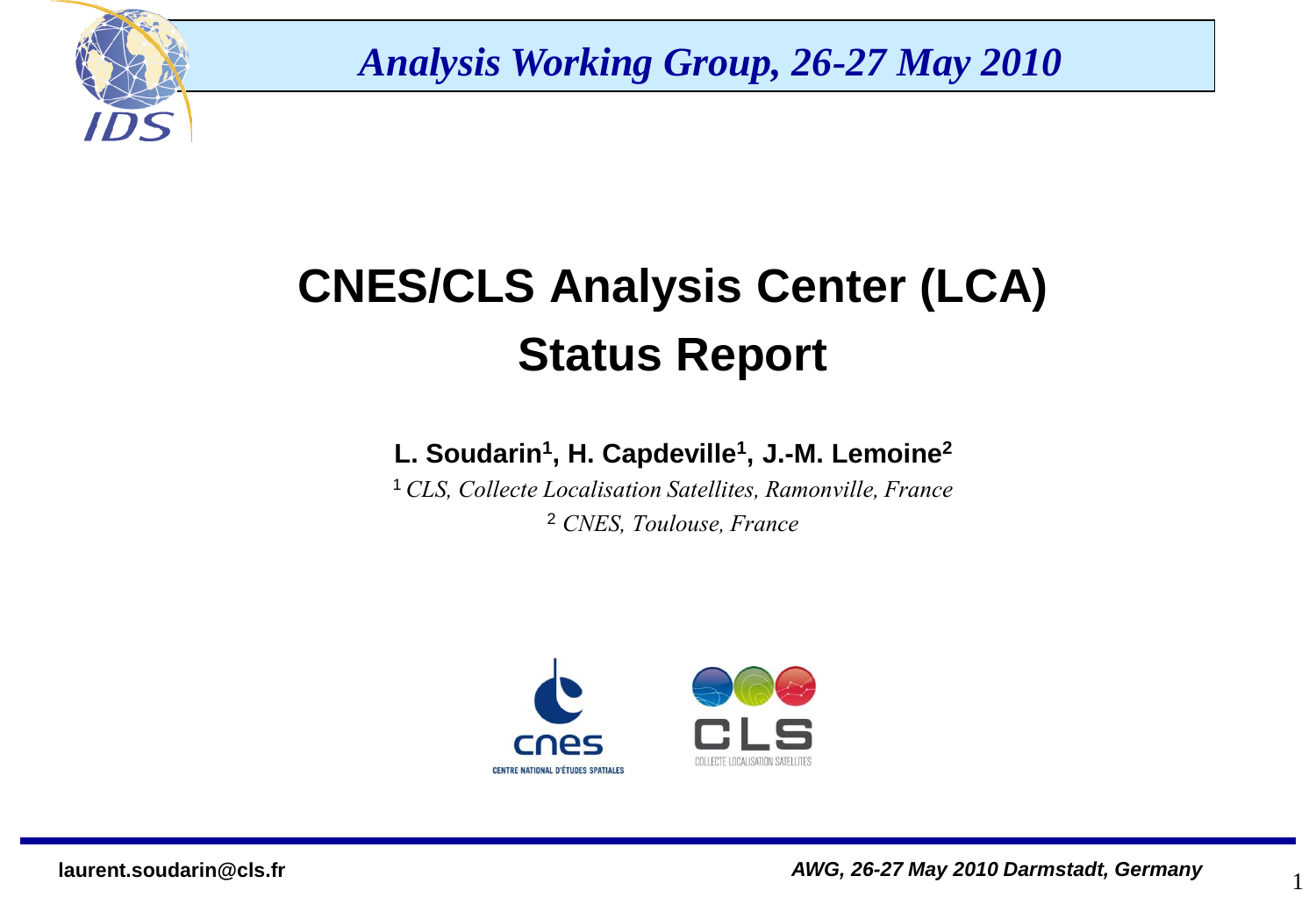*Analysis Working Group, 26-27 May 2010*

# CNES/CLS Analysis Center (LCA)
# Status Report

**L. Soudarin[1], H. Capdeville[1], J.-M. Lemoine[2]**

[1] *CLS, Collecte Localisation Satellites, Ramonville, France*

[2] *CNES, Toulouse, France*

laurent.soudarin@cls.fr

*AWG, 26-27 May 2010 Darmstadt, Germany*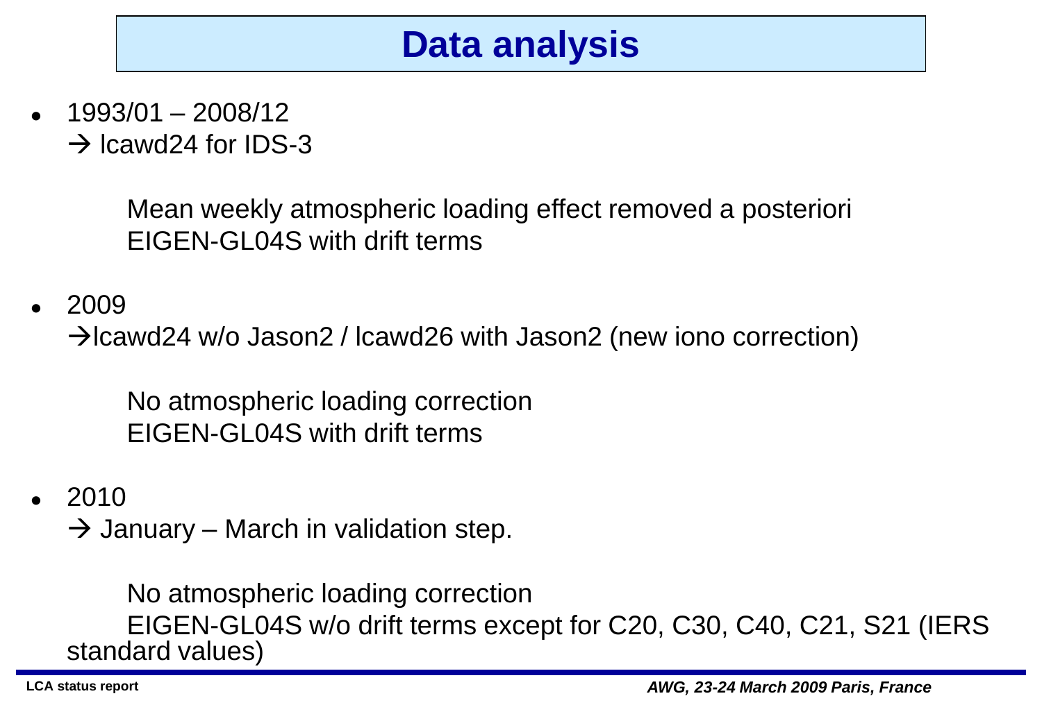# Data analysis

- 1993/01 – 2008/12
  → lcawd24 for IDS-3

  Mean weekly atmospheric loading effect removed a posteriori
  EIGEN-GL04S with drift terms

- 2009
  →lcawd24 w/o Jason2 / lcawd26 with Jason2 (new iono correction)

  No atmospheric loading correction
  EIGEN-GL04S with drift terms

- 2010
  → January – March in validation step.

  No atmospheric loading correction
  EIGEN-GL04S w/o drift terms except for C20, C30, C40, C21, S21 (IERS standard values)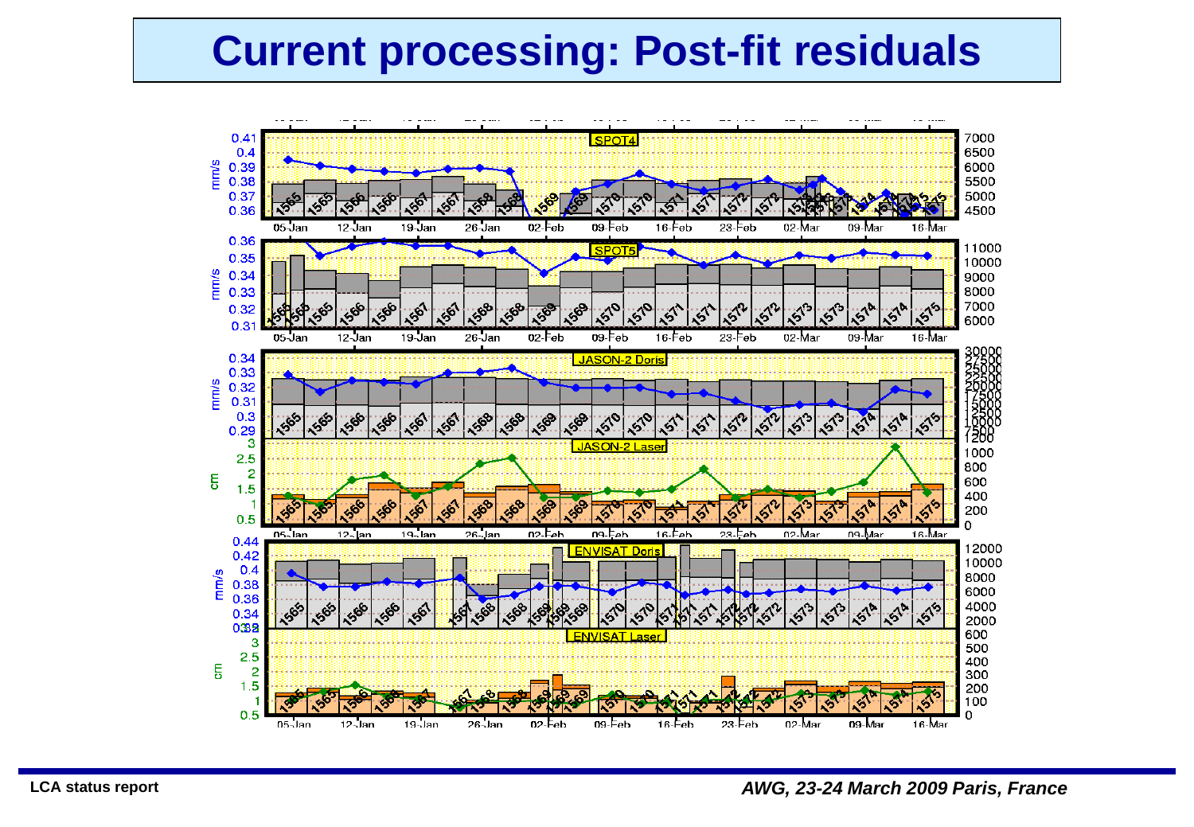# Current processing: Post-fit residuals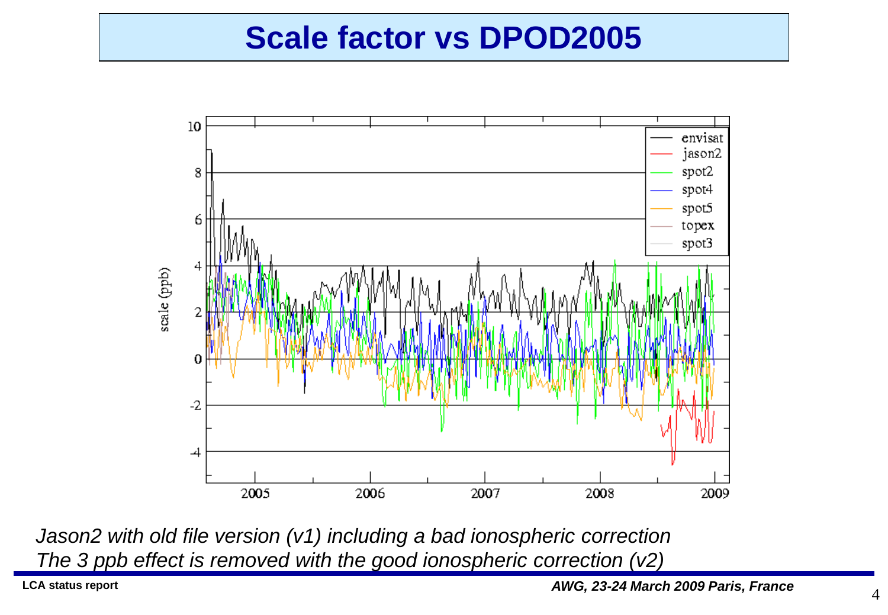# Scale factor vs DPOD2005

*Jason2 with old file version (v1) including a bad ionospheric correction*
*The 3 ppb effect is removed with the good ionospheric correction (v2)*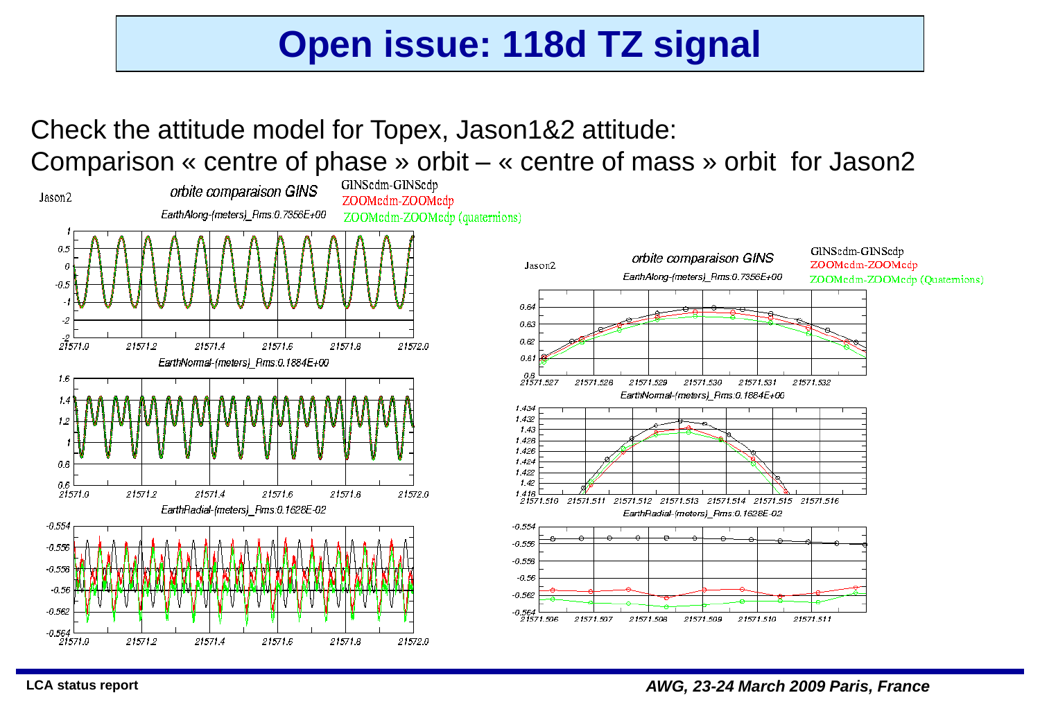# Open issue: 118d TZ signal

Check the attitude model for Topex, Jason1&2 attitude:

Comparison « centre of phase » orbit – « centre of mass » orbit for Jason2

Jason2 — *orbite comparaison GINS*

GINScdm-GINScdp
ZOOMcdm-ZOOMcdp
ZOOMcdm-ZOOMcdp (quaternions)

*EarthAlong-(meters)_Rms:0.7356E+00*

*EarthNormal-(meters)_Rms:0.1884E+00*

*EarthRadial-(meters)_Rms:0.1628E-02*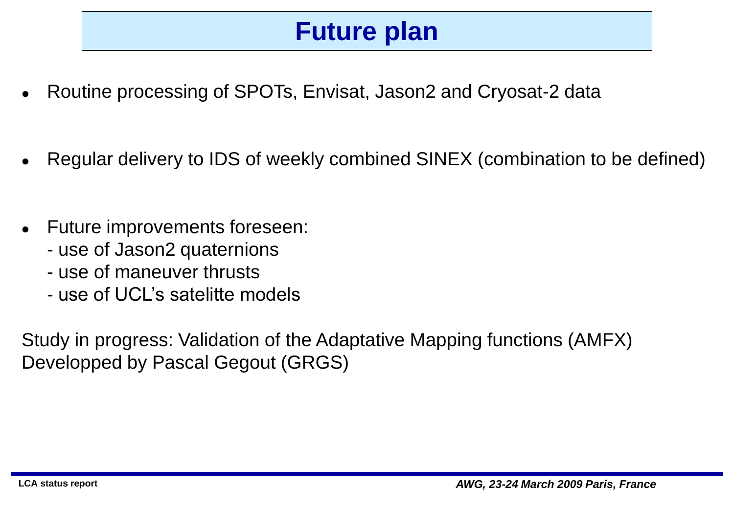# Future plan

- Routine processing of SPOTs, Envisat, Jason2 and Cryosat-2 data

- Regular delivery to IDS of weekly combined SINEX (combination to be defined)

- Future improvements foreseen:
  - use of Jason2 quaternions
  - use of maneuver thrusts
  - use of UCL's satelitte models

Study in progress: Validation of the Adaptative Mapping functions (AMFX)
Developped by Pascal Gegout (GRGS)